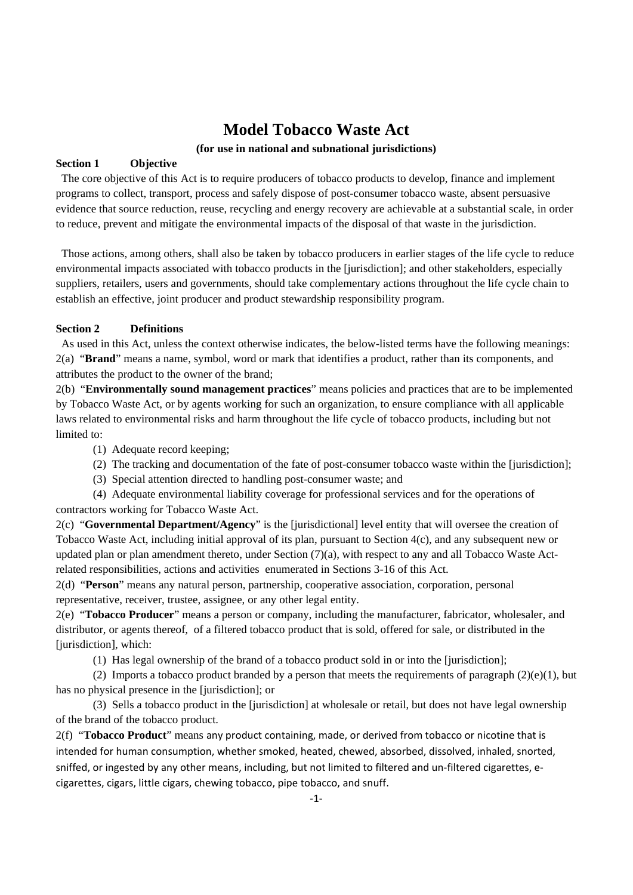# Model Tobacco Waste Act

**(for use in national and subnational jurisdictions)**

## Section 1 Objective

The core objective of this Act is to require producers of tobacco products to develop, finance and implement programs to collect, transport, process and safely dispose of post-consumer tobacco waste, absent persuasive evidence that source reduction, reuse, recycling and energy recovery are achievable at a substantial scale, in order to reduce, prevent and mitigate the environmental impacts of the disposal of that waste in the jurisdiction.

Those actions, among others, shall also be taken by tobacco producers in earlier stages of the life cycle to reduce environmental impacts associated with tobacco products in the [jurisdiction]; and other stakeholders, especially suppliers, retailers, users and governments, should take complementary actions throughout the life cycle chain to establish an effective, joint producer and product stewardship responsibility program.

## Section 2 Definitions

As used in this Act, unless the context otherwise indicates, the below-listed terms have the following meanings:

2(a) "**Brand**" means a name, symbol, word or mark that identifies a product, rather than its components, and attributes the product to the owner of the brand;

2(b) "**Environmentally sound management practices**" means policies and practices that are to be implemented by Tobacco Waste Act, or by agents working for such an organization, to ensure compliance with all applicable laws related to environmental risks and harm throughout the life cycle of tobacco products, including but not limited to:

(1) Adequate record keeping;

(2) The tracking and documentation of the fate of post-consumer tobacco waste within the [jurisdiction];

(3) Special attention directed to handling post-consumer waste; and

(4) Adequate environmental liability coverage for professional services and for the operations of contractors working for Tobacco Waste Act.

2(c) "**Governmental Department/Agency**" is the [jurisdictional] level entity that will oversee the creation of Tobacco Waste Act, including initial approval of its plan, pursuant to Section 4(c), and any subsequent new or updated plan or plan amendment thereto, under Section (7)(a), with respect to any and all Tobacco Waste Act-related responsibilities, actions and activities enumerated in Sections 3-16 of this Act.

2(d) "**Person**" means any natural person, partnership, cooperative association, corporation, personal representative, receiver, trustee, assignee, or any other legal entity.

2(e) "**Tobacco Producer**" means a person or company, including the manufacturer, fabricator, wholesaler, and distributor, or agents thereof, of a filtered tobacco product that is sold, offered for sale, or distributed in the [jurisdiction], which:

(1) Has legal ownership of the brand of a tobacco product sold in or into the [jurisdiction];

(2) Imports a tobacco product branded by a person that meets the requirements of paragraph (2)(e)(1), but has no physical presence in the [jurisdiction]; or

(3) Sells a tobacco product in the [jurisdiction] at wholesale or retail, but does not have legal ownership of the brand of the tobacco product.

2(f) "**Tobacco Product**" means any product containing, made, or derived from tobacco or nicotine that is intended for human consumption, whether smoked, heated, chewed, absorbed, dissolved, inhaled, snorted, sniffed, or ingested by any other means, including, but not limited to filtered and un-filtered cigarettes, e-cigarettes, cigars, little cigars, chewing tobacco, pipe tobacco, and snuff.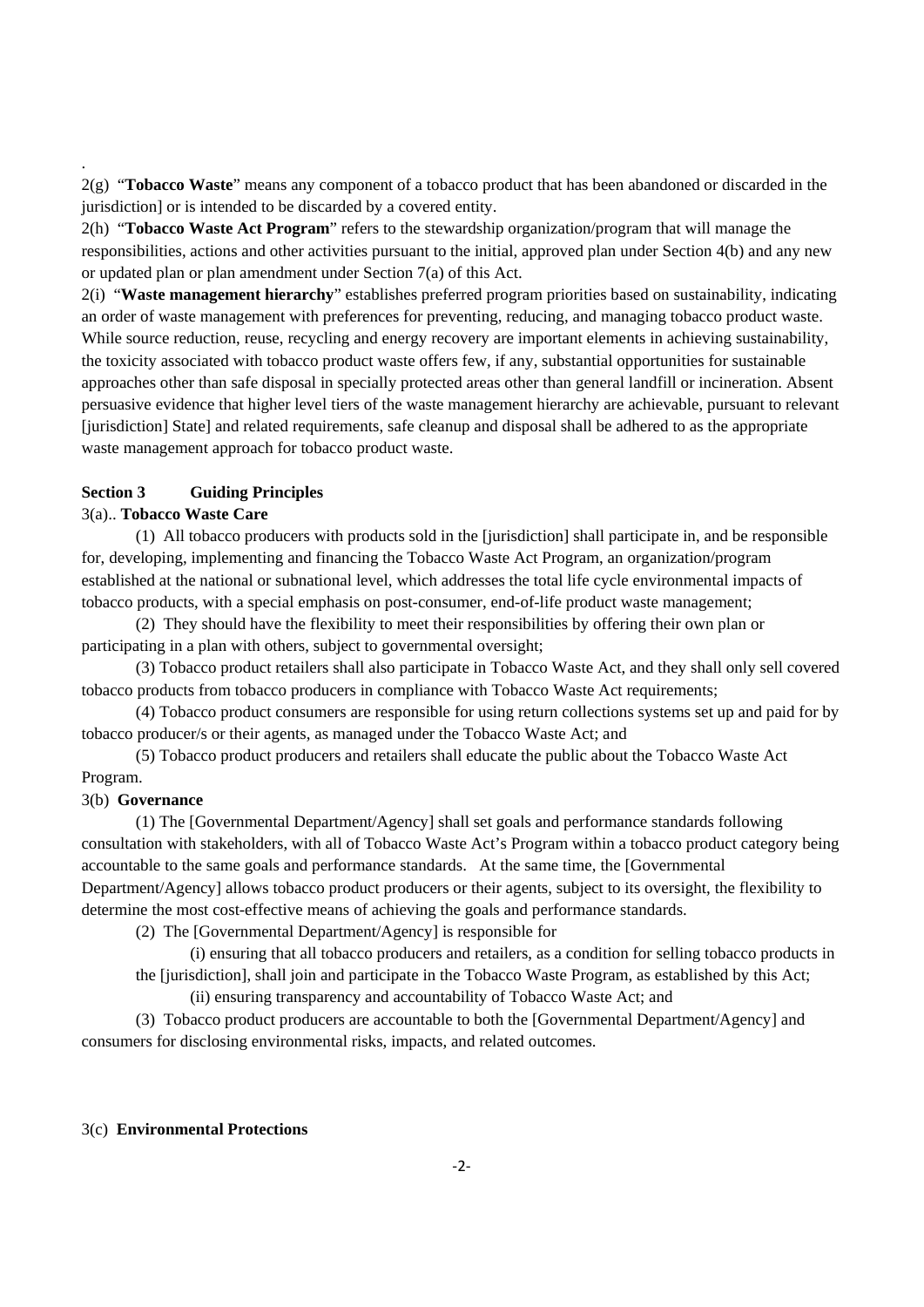.

2(g) "**Tobacco Waste**" means any component of a tobacco product that has been abandoned or discarded in the jurisdiction] or is intended to be discarded by a covered entity.

2(h) "**Tobacco Waste Act Program**" refers to the stewardship organization/program that will manage the responsibilities, actions and other activities pursuant to the initial, approved plan under Section 4(b) and any new or updated plan or plan amendment under Section 7(a) of this Act.

2(i) "**Waste management hierarchy**" establishes preferred program priorities based on sustainability, indicating an order of waste management with preferences for preventing, reducing, and managing tobacco product waste. While source reduction, reuse, recycling and energy recovery are important elements in achieving sustainability, the toxicity associated with tobacco product waste offers few, if any, substantial opportunities for sustainable approaches other than safe disposal in specially protected areas other than general landfill or incineration. Absent persuasive evidence that higher level tiers of the waste management hierarchy are achievable, pursuant to relevant [jurisdiction] State] and related requirements, safe cleanup and disposal shall be adhered to as the appropriate waste management approach for tobacco product waste.

**Section 3 Guiding Principles**

3(a).. **Tobacco Waste Care**

(1) All tobacco producers with products sold in the [jurisdiction] shall participate in, and be responsible for, developing, implementing and financing the Tobacco Waste Act Program, an organization/program established at the national or subnational level, which addresses the total life cycle environmental impacts of tobacco products, with a special emphasis on post-consumer, end-of-life product waste management;

(2) They should have the flexibility to meet their responsibilities by offering their own plan or participating in a plan with others, subject to governmental oversight;

(3) Tobacco product retailers shall also participate in Tobacco Waste Act, and they shall only sell covered tobacco products from tobacco producers in compliance with Tobacco Waste Act requirements;

(4) Tobacco product consumers are responsible for using return collections systems set up and paid for by tobacco producer/s or their agents, as managed under the Tobacco Waste Act; and

(5) Tobacco product producers and retailers shall educate the public about the Tobacco Waste Act Program.

3(b) **Governance**

(1) The [Governmental Department/Agency] shall set goals and performance standards following consultation with stakeholders, with all of Tobacco Waste Act's Program within a tobacco product category being accountable to the same goals and performance standards. At the same time, the [Governmental Department/Agency] allows tobacco product producers or their agents, subject to its oversight, the flexibility to determine the most cost-effective means of achieving the goals and performance standards.

(2) The [Governmental Department/Agency] is responsible for

(i) ensuring that all tobacco producers and retailers, as a condition for selling tobacco products in the [jurisdiction], shall join and participate in the Tobacco Waste Program, as established by this Act;

(ii) ensuring transparency and accountability of Tobacco Waste Act; and

(3) Tobacco product producers are accountable to both the [Governmental Department/Agency] and consumers for disclosing environmental risks, impacts, and related outcomes.

3(c) **Environmental Protections**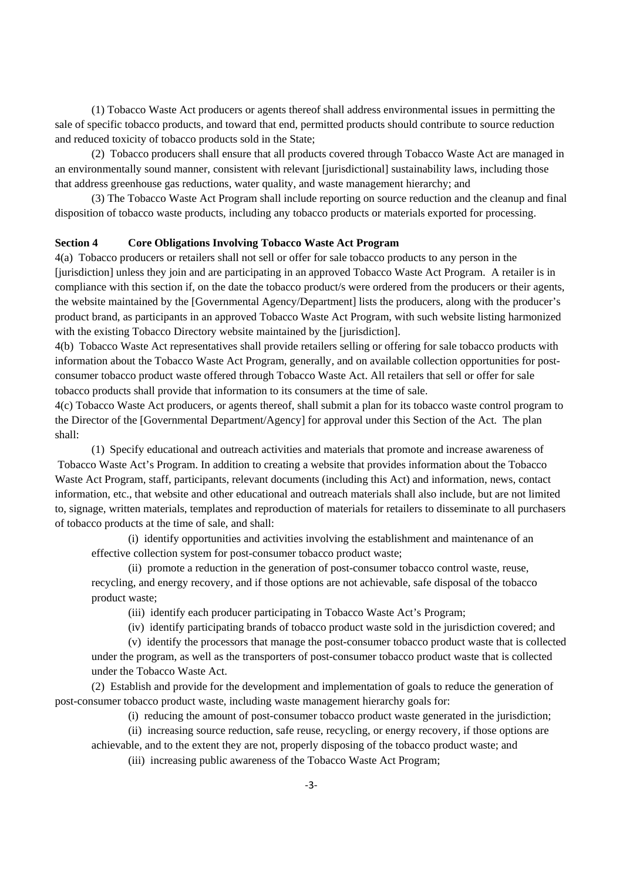(1) Tobacco Waste Act producers or agents thereof shall address environmental issues in permitting the sale of specific tobacco products, and toward that end, permitted products should contribute to source reduction and reduced toxicity of tobacco products sold in the State;

(2) Tobacco producers shall ensure that all products covered through Tobacco Waste Act are managed in an environmentally sound manner, consistent with relevant [jurisdictional] sustainability laws, including those that address greenhouse gas reductions, water quality, and waste management hierarchy; and

(3) The Tobacco Waste Act Program shall include reporting on source reduction and the cleanup and final disposition of tobacco waste products, including any tobacco products or materials exported for processing.

**Section 4 Core Obligations Involving Tobacco Waste Act Program**

4(a) Tobacco producers or retailers shall not sell or offer for sale tobacco products to any person in the [jurisdiction] unless they join and are participating in an approved Tobacco Waste Act Program. A retailer is in compliance with this section if, on the date the tobacco product/s were ordered from the producers or their agents, the website maintained by the [Governmental Agency/Department] lists the producers, along with the producer's product brand, as participants in an approved Tobacco Waste Act Program, with such website listing harmonized with the existing Tobacco Directory website maintained by the [jurisdiction].

4(b) Tobacco Waste Act representatives shall provide retailers selling or offering for sale tobacco products with information about the Tobacco Waste Act Program, generally, and on available collection opportunities for post-consumer tobacco product waste offered through Tobacco Waste Act. All retailers that sell or offer for sale tobacco products shall provide that information to its consumers at the time of sale.

4(c) Tobacco Waste Act producers, or agents thereof, shall submit a plan for its tobacco waste control program to the Director of the [Governmental Department/Agency] for approval under this Section of the Act. The plan shall:

(1) Specify educational and outreach activities and materials that promote and increase awareness of Tobacco Waste Act's Program. In addition to creating a website that provides information about the Tobacco Waste Act Program, staff, participants, relevant documents (including this Act) and information, news, contact information, etc., that website and other educational and outreach materials shall also include, but are not limited to, signage, written materials, templates and reproduction of materials for retailers to disseminate to all purchasers of tobacco products at the time of sale, and shall:

(i) identify opportunities and activities involving the establishment and maintenance of an effective collection system for post-consumer tobacco product waste;

(ii) promote a reduction in the generation of post-consumer tobacco control waste, reuse, recycling, and energy recovery, and if those options are not achievable, safe disposal of the tobacco product waste;

(iii) identify each producer participating in Tobacco Waste Act's Program;

(iv) identify participating brands of tobacco product waste sold in the jurisdiction covered; and

(v) identify the processors that manage the post-consumer tobacco product waste that is collected under the program, as well as the transporters of post-consumer tobacco product waste that is collected under the Tobacco Waste Act.

(2) Establish and provide for the development and implementation of goals to reduce the generation of post-consumer tobacco product waste, including waste management hierarchy goals for:

(i) reducing the amount of post-consumer tobacco product waste generated in the jurisdiction;

(ii) increasing source reduction, safe reuse, recycling, or energy recovery, if those options are achievable, and to the extent they are not, properly disposing of the tobacco product waste; and

(iii) increasing public awareness of the Tobacco Waste Act Program;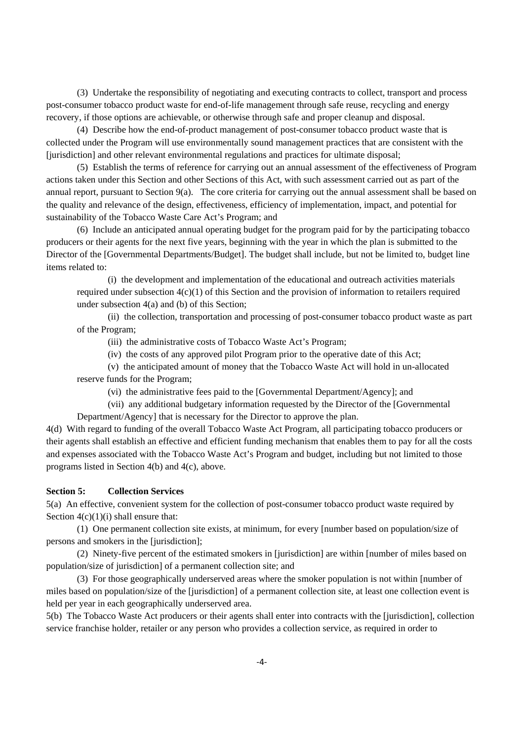(3) Undertake the responsibility of negotiating and executing contracts to collect, transport and process post-consumer tobacco product waste for end-of-life management through safe reuse, recycling and energy recovery, if those options are achievable, or otherwise through safe and proper cleanup and disposal.

(4) Describe how the end-of-product management of post-consumer tobacco product waste that is collected under the Program will use environmentally sound management practices that are consistent with the [jurisdiction] and other relevant environmental regulations and practices for ultimate disposal;

(5) Establish the terms of reference for carrying out an annual assessment of the effectiveness of Program actions taken under this Section and other Sections of this Act, with such assessment carried out as part of the annual report, pursuant to Section 9(a). The core criteria for carrying out the annual assessment shall be based on the quality and relevance of the design, effectiveness, efficiency of implementation, impact, and potential for sustainability of the Tobacco Waste Care Act's Program; and

(6) Include an anticipated annual operating budget for the program paid for by the participating tobacco producers or their agents for the next five years, beginning with the year in which the plan is submitted to the Director of the [Governmental Departments/Budget]. The budget shall include, but not be limited to, budget line items related to:

(i) the development and implementation of the educational and outreach activities materials required under subsection 4(c)(1) of this Section and the provision of information to retailers required under subsection 4(a) and (b) of this Section;

(ii) the collection, transportation and processing of post-consumer tobacco product waste as part of the Program;

(iii) the administrative costs of Tobacco Waste Act's Program;

(iv) the costs of any approved pilot Program prior to the operative date of this Act;

(v) the anticipated amount of money that the Tobacco Waste Act will hold in un-allocated reserve funds for the Program;

(vi) the administrative fees paid to the [Governmental Department/Agency]; and

(vii) any additional budgetary information requested by the Director of the [Governmental Department/Agency] that is necessary for the Director to approve the plan.

4(d) With regard to funding of the overall Tobacco Waste Act Program, all participating tobacco producers or their agents shall establish an effective and efficient funding mechanism that enables them to pay for all the costs and expenses associated with the Tobacco Waste Act's Program and budget, including but not limited to those programs listed in Section 4(b) and 4(c), above.

**Section 5: Collection Services**

5(a) An effective, convenient system for the collection of post-consumer tobacco product waste required by Section 4(c)(1)(i) shall ensure that:

(1) One permanent collection site exists, at minimum, for every [number based on population/size of persons and smokers in the [jurisdiction];

(2) Ninety-five percent of the estimated smokers in [jurisdiction] are within [number of miles based on population/size of jurisdiction] of a permanent collection site; and

(3) For those geographically underserved areas where the smoker population is not within [number of miles based on population/size of the [jurisdiction] of a permanent collection site, at least one collection event is held per year in each geographically underserved area.

5(b) The Tobacco Waste Act producers or their agents shall enter into contracts with the [jurisdiction], collection service franchise holder, retailer or any person who provides a collection service, as required in order to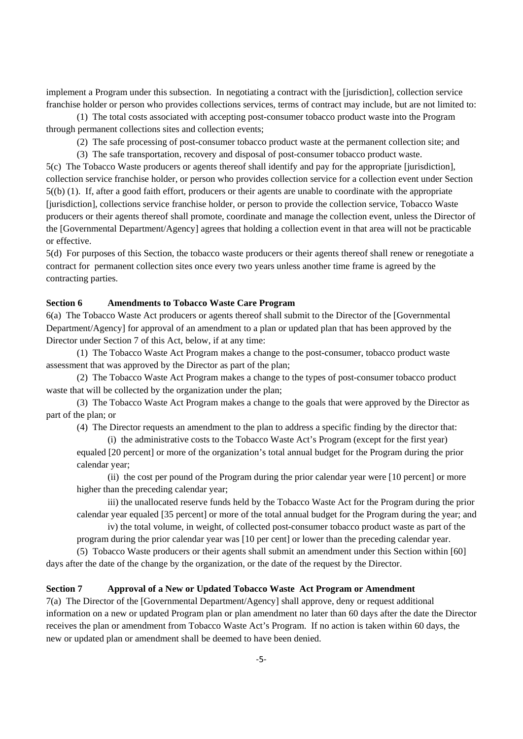implement a Program under this subsection. In negotiating a contract with the [jurisdiction], collection service franchise holder or person who provides collections services, terms of contract may include, but are not limited to:

(1) The total costs associated with accepting post-consumer tobacco product waste into the Program through permanent collections sites and collection events;

(2) The safe processing of post-consumer tobacco product waste at the permanent collection site; and

(3) The safe transportation, recovery and disposal of post-consumer tobacco product waste.

5(c) The Tobacco Waste producers or agents thereof shall identify and pay for the appropriate [jurisdiction], collection service franchise holder, or person who provides collection service for a collection event under Section 5((b) (1). If, after a good faith effort, producers or their agents are unable to coordinate with the appropriate [jurisdiction], collections service franchise holder, or person to provide the collection service, Tobacco Waste producers or their agents thereof shall promote, coordinate and manage the collection event, unless the Director of the [Governmental Department/Agency] agrees that holding a collection event in that area will not be practicable or effective.

5(d) For purposes of this Section, the tobacco waste producers or their agents thereof shall renew or renegotiate a contract for permanent collection sites once every two years unless another time frame is agreed by the contracting parties.

**Section 6 Amendments to Tobacco Waste Care Program**

6(a) The Tobacco Waste Act producers or agents thereof shall submit to the Director of the [Governmental Department/Agency] for approval of an amendment to a plan or updated plan that has been approved by the Director under Section 7 of this Act, below, if at any time:

(1) The Tobacco Waste Act Program makes a change to the post-consumer, tobacco product waste assessment that was approved by the Director as part of the plan;

(2) The Tobacco Waste Act Program makes a change to the types of post-consumer tobacco product waste that will be collected by the organization under the plan;

(3) The Tobacco Waste Act Program makes a change to the goals that were approved by the Director as part of the plan; or

(4) The Director requests an amendment to the plan to address a specific finding by the director that:

(i) the administrative costs to the Tobacco Waste Act's Program (except for the first year) equaled [20 percent] or more of the organization's total annual budget for the Program during the prior calendar year;

(ii) the cost per pound of the Program during the prior calendar year were [10 percent] or more higher than the preceding calendar year;

iii) the unallocated reserve funds held by the Tobacco Waste Act for the Program during the prior calendar year equaled [35 percent] or more of the total annual budget for the Program during the year; and

iv) the total volume, in weight, of collected post-consumer tobacco product waste as part of the program during the prior calendar year was [10 per cent] or lower than the preceding calendar year.

(5) Tobacco Waste producers or their agents shall submit an amendment under this Section within [60] days after the date of the change by the organization, or the date of the request by the Director.

**Section 7 Approval of a New or Updated Tobacco Waste Act Program or Amendment**

7(a) The Director of the [Governmental Department/Agency] shall approve, deny or request additional information on a new or updated Program plan or plan amendment no later than 60 days after the date the Director receives the plan or amendment from Tobacco Waste Act's Program. If no action is taken within 60 days, the new or updated plan or amendment shall be deemed to have been denied.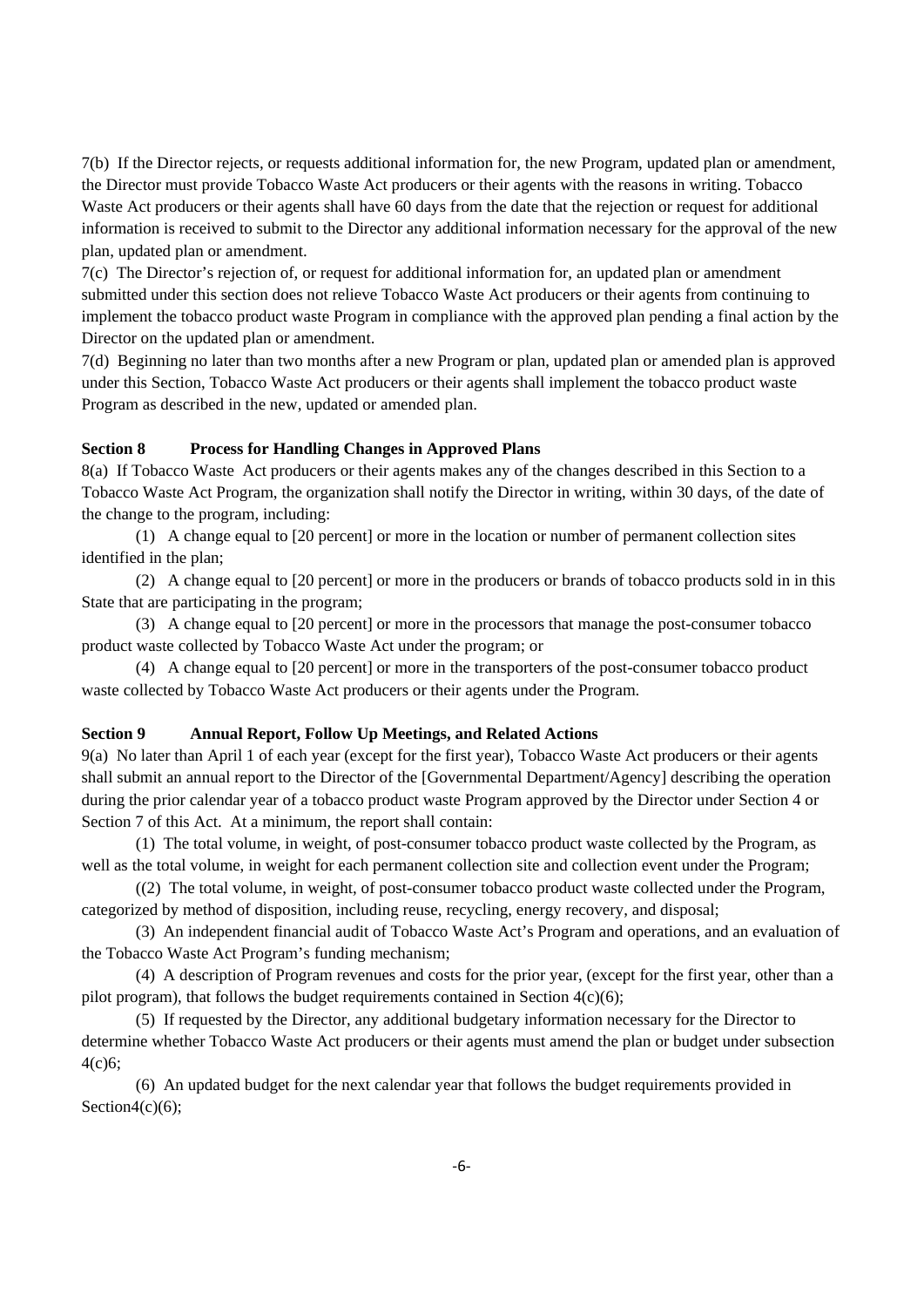7(b) If the Director rejects, or requests additional information for, the new Program, updated plan or amendment, the Director must provide Tobacco Waste Act producers or their agents with the reasons in writing. Tobacco Waste Act producers or their agents shall have 60 days from the date that the rejection or request for additional information is received to submit to the Director any additional information necessary for the approval of the new plan, updated plan or amendment.

7(c) The Director's rejection of, or request for additional information for, an updated plan or amendment submitted under this section does not relieve Tobacco Waste Act producers or their agents from continuing to implement the tobacco product waste Program in compliance with the approved plan pending a final action by the Director on the updated plan or amendment.

7(d) Beginning no later than two months after a new Program or plan, updated plan or amended plan is approved under this Section, Tobacco Waste Act producers or their agents shall implement the tobacco product waste Program as described in the new, updated or amended plan.

**Section 8 Process for Handling Changes in Approved Plans**

8(a) If Tobacco Waste Act producers or their agents makes any of the changes described in this Section to a Tobacco Waste Act Program, the organization shall notify the Director in writing, within 30 days, of the date of the change to the program, including:

(1) A change equal to [20 percent] or more in the location or number of permanent collection sites identified in the plan;

(2) A change equal to [20 percent] or more in the producers or brands of tobacco products sold in in this State that are participating in the program;

(3) A change equal to [20 percent] or more in the processors that manage the post-consumer tobacco product waste collected by Tobacco Waste Act under the program; or

(4) A change equal to [20 percent] or more in the transporters of the post-consumer tobacco product waste collected by Tobacco Waste Act producers or their agents under the Program.

**Section 9 Annual Report, Follow Up Meetings, and Related Actions**

9(a) No later than April 1 of each year (except for the first year), Tobacco Waste Act producers or their agents shall submit an annual report to the Director of the [Governmental Department/Agency] describing the operation during the prior calendar year of a tobacco product waste Program approved by the Director under Section 4 or Section 7 of this Act. At a minimum, the report shall contain:

(1) The total volume, in weight, of post-consumer tobacco product waste collected by the Program, as well as the total volume, in weight for each permanent collection site and collection event under the Program;

((2) The total volume, in weight, of post-consumer tobacco product waste collected under the Program, categorized by method of disposition, including reuse, recycling, energy recovery, and disposal;

(3) An independent financial audit of Tobacco Waste Act's Program and operations, and an evaluation of the Tobacco Waste Act Program's funding mechanism;

(4) A description of Program revenues and costs for the prior year, (except for the first year, other than a pilot program), that follows the budget requirements contained in Section 4(c)(6);

(5) If requested by the Director, any additional budgetary information necessary for the Director to determine whether Tobacco Waste Act producers or their agents must amend the plan or budget under subsection 4(c)6;

(6) An updated budget for the next calendar year that follows the budget requirements provided in Section4(c)(6);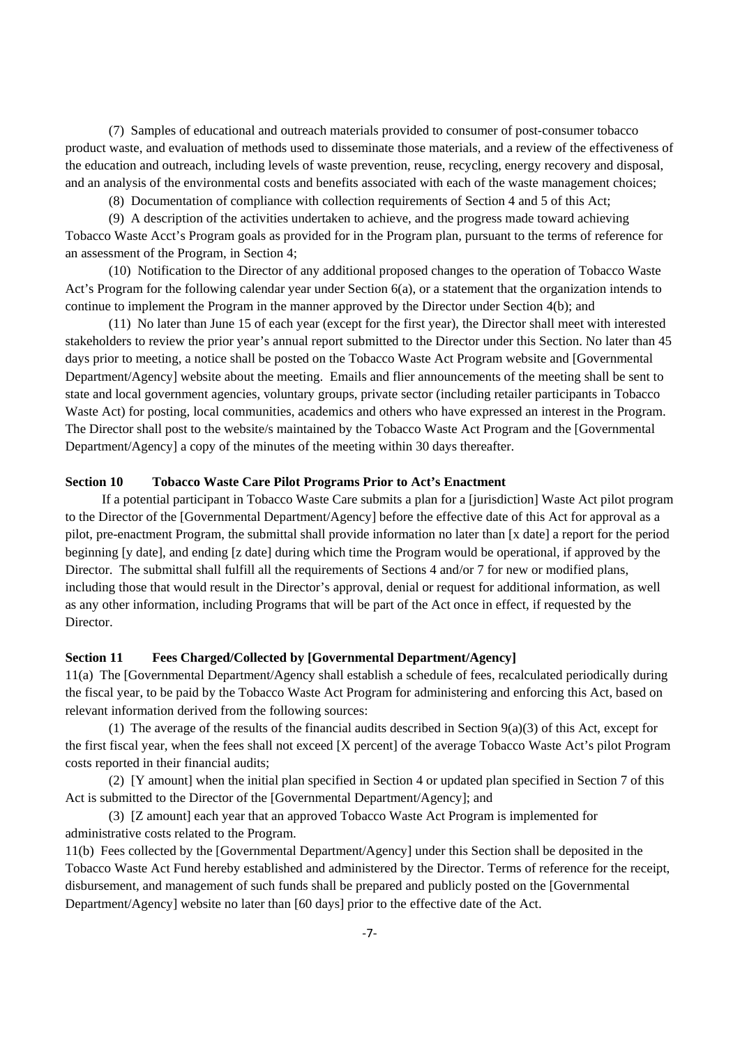(7) Samples of educational and outreach materials provided to consumer of post-consumer tobacco product waste, and evaluation of methods used to disseminate those materials, and a review of the effectiveness of the education and outreach, including levels of waste prevention, reuse, recycling, energy recovery and disposal, and an analysis of the environmental costs and benefits associated with each of the waste management choices;

(8) Documentation of compliance with collection requirements of Section 4 and 5 of this Act;

(9) A description of the activities undertaken to achieve, and the progress made toward achieving Tobacco Waste Acct's Program goals as provided for in the Program plan, pursuant to the terms of reference for an assessment of the Program, in Section 4;

(10) Notification to the Director of any additional proposed changes to the operation of Tobacco Waste Act's Program for the following calendar year under Section 6(a), or a statement that the organization intends to continue to implement the Program in the manner approved by the Director under Section 4(b); and

(11) No later than June 15 of each year (except for the first year), the Director shall meet with interested stakeholders to review the prior year's annual report submitted to the Director under this Section. No later than 45 days prior to meeting, a notice shall be posted on the Tobacco Waste Act Program website and [Governmental Department/Agency] website about the meeting. Emails and flier announcements of the meeting shall be sent to state and local government agencies, voluntary groups, private sector (including retailer participants in Tobacco Waste Act) for posting, local communities, academics and others who have expressed an interest in the Program. The Director shall post to the website/s maintained by the Tobacco Waste Act Program and the [Governmental Department/Agency] a copy of the minutes of the meeting within 30 days thereafter.

### Section 10 Tobacco Waste Care Pilot Programs Prior to Act's Enactment

If a potential participant in Tobacco Waste Care submits a plan for a [jurisdiction] Waste Act pilot program to the Director of the [Governmental Department/Agency] before the effective date of this Act for approval as a pilot, pre-enactment Program, the submittal shall provide information no later than [x date] a report for the period beginning [y date], and ending [z date] during which time the Program would be operational, if approved by the Director. The submittal shall fulfill all the requirements of Sections 4 and/or 7 for new or modified plans, including those that would result in the Director's approval, denial or request for additional information, as well as any other information, including Programs that will be part of the Act once in effect, if requested by the Director.

### Section 11 Fees Charged/Collected by [Governmental Department/Agency]

11(a) The [Governmental Department/Agency shall establish a schedule of fees, recalculated periodically during the fiscal year, to be paid by the Tobacco Waste Act Program for administering and enforcing this Act, based on relevant information derived from the following sources:

(1) The average of the results of the financial audits described in Section 9(a)(3) of this Act, except for the first fiscal year, when the fees shall not exceed [X percent] of the average Tobacco Waste Act's pilot Program costs reported in their financial audits;

(2) [Y amount] when the initial plan specified in Section 4 or updated plan specified in Section 7 of this Act is submitted to the Director of the [Governmental Department/Agency]; and

(3) [Z amount] each year that an approved Tobacco Waste Act Program is implemented for administrative costs related to the Program.

11(b) Fees collected by the [Governmental Department/Agency] under this Section shall be deposited in the Tobacco Waste Act Fund hereby established and administered by the Director. Terms of reference for the receipt, disbursement, and management of such funds shall be prepared and publicly posted on the [Governmental Department/Agency] website no later than [60 days] prior to the effective date of the Act.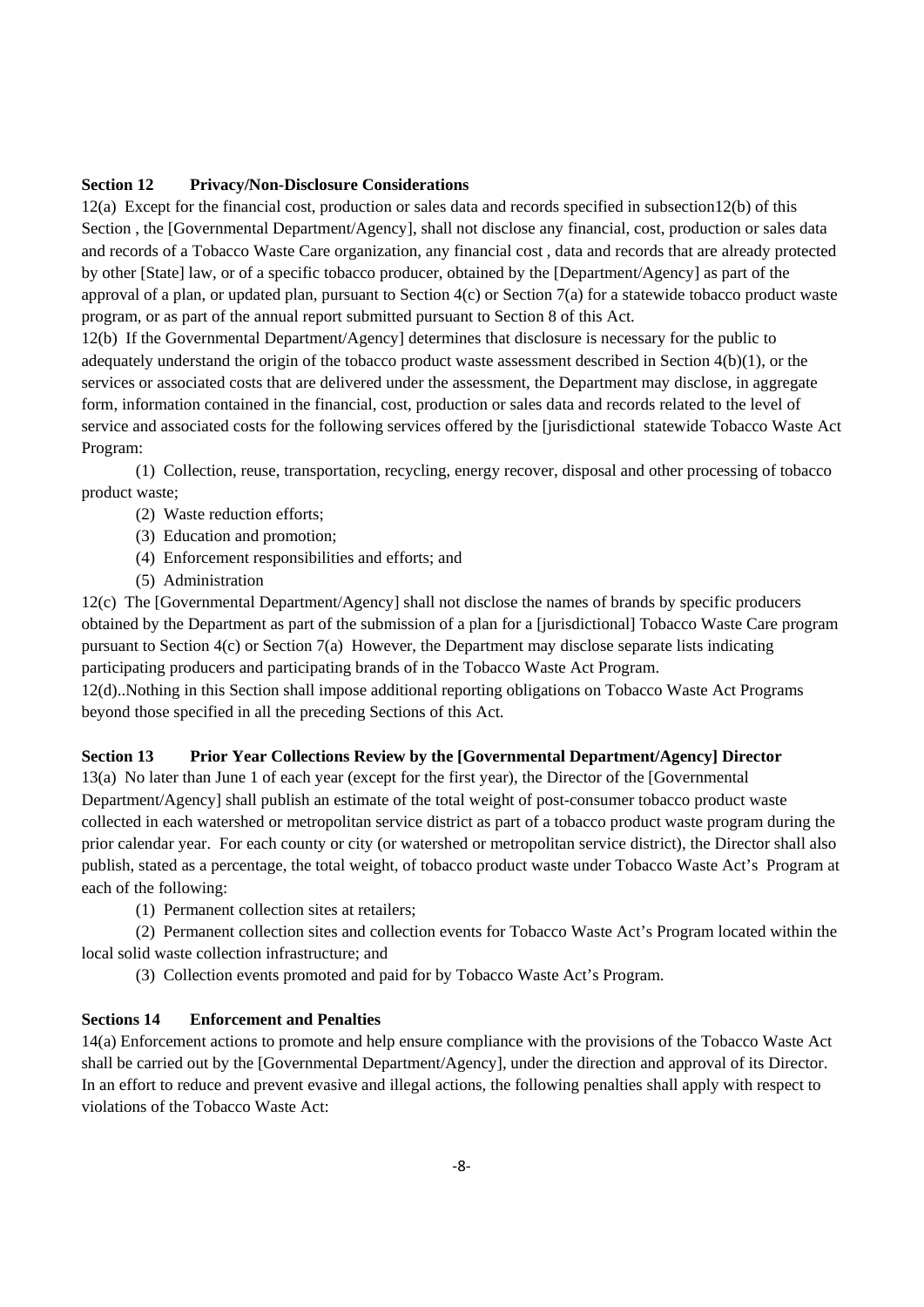**Section 12 Privacy/Non-Disclosure Considerations**

12(a) Except for the financial cost, production or sales data and records specified in subsection12(b) of this Section , the [Governmental Department/Agency], shall not disclose any financial, cost, production or sales data and records of a Tobacco Waste Care organization, any financial cost , data and records that are already protected by other [State] law, or of a specific tobacco producer, obtained by the [Department/Agency] as part of the approval of a plan, or updated plan, pursuant to Section 4(c) or Section 7(a) for a statewide tobacco product waste program, or as part of the annual report submitted pursuant to Section 8 of this Act.

12(b) If the Governmental Department/Agency] determines that disclosure is necessary for the public to adequately understand the origin of the tobacco product waste assessment described in Section 4(b)(1), or the services or associated costs that are delivered under the assessment, the Department may disclose, in aggregate form, information contained in the financial, cost, production or sales data and records related to the level of service and associated costs for the following services offered by the [jurisdictional statewide Tobacco Waste Act Program:

(1) Collection, reuse, transportation, recycling, energy recover, disposal and other processing of tobacco product waste;

(2) Waste reduction efforts;

(3) Education and promotion;

(4) Enforcement responsibilities and efforts; and

(5) Administration

12(c) The [Governmental Department/Agency] shall not disclose the names of brands by specific producers obtained by the Department as part of the submission of a plan for a [jurisdictional] Tobacco Waste Care program pursuant to Section 4(c) or Section 7(a) However, the Department may disclose separate lists indicating participating producers and participating brands of in the Tobacco Waste Act Program.

12(d)..Nothing in this Section shall impose additional reporting obligations on Tobacco Waste Act Programs beyond those specified in all the preceding Sections of this Act.

**Section 13 Prior Year Collections Review by the [Governmental Department/Agency] Director**

13(a) No later than June 1 of each year (except for the first year), the Director of the [Governmental Department/Agency] shall publish an estimate of the total weight of post-consumer tobacco product waste collected in each watershed or metropolitan service district as part of a tobacco product waste program during the prior calendar year. For each county or city (or watershed or metropolitan service district), the Director shall also publish, stated as a percentage, the total weight, of tobacco product waste under Tobacco Waste Act's Program at each of the following:

(1) Permanent collection sites at retailers;

(2) Permanent collection sites and collection events for Tobacco Waste Act's Program located within the local solid waste collection infrastructure; and

(3) Collection events promoted and paid for by Tobacco Waste Act's Program.

**Sections 14 Enforcement and Penalties**

14(a) Enforcement actions to promote and help ensure compliance with the provisions of the Tobacco Waste Act shall be carried out by the [Governmental Department/Agency], under the direction and approval of its Director. In an effort to reduce and prevent evasive and illegal actions, the following penalties shall apply with respect to violations of the Tobacco Waste Act: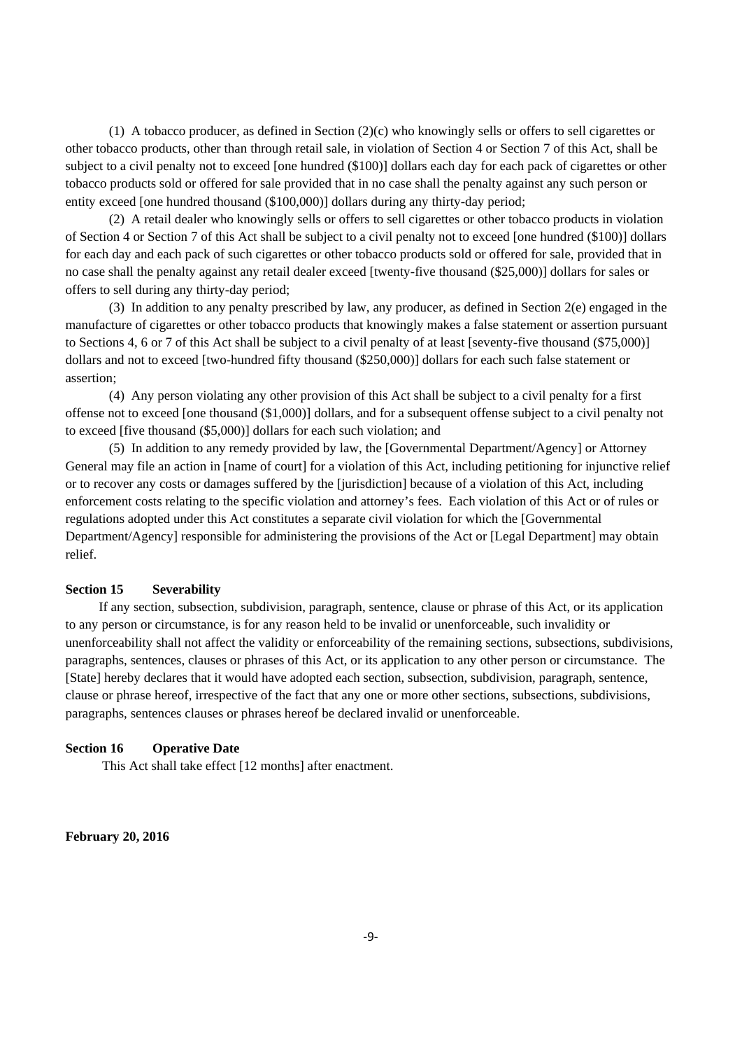(1) A tobacco producer, as defined in Section (2)(c) who knowingly sells or offers to sell cigarettes or other tobacco products, other than through retail sale, in violation of Section 4 or Section 7 of this Act, shall be subject to a civil penalty not to exceed [one hundred ($100)] dollars each day for each pack of cigarettes or other tobacco products sold or offered for sale provided that in no case shall the penalty against any such person or entity exceed [one hundred thousand ($100,000)] dollars during any thirty-day period;

(2) A retail dealer who knowingly sells or offers to sell cigarettes or other tobacco products in violation of Section 4 or Section 7 of this Act shall be subject to a civil penalty not to exceed [one hundred ($100)] dollars for each day and each pack of such cigarettes or other tobacco products sold or offered for sale, provided that in no case shall the penalty against any retail dealer exceed [twenty-five thousand ($25,000)] dollars for sales or offers to sell during any thirty-day period;

(3) In addition to any penalty prescribed by law, any producer, as defined in Section 2(e) engaged in the manufacture of cigarettes or other tobacco products that knowingly makes a false statement or assertion pursuant to Sections 4, 6 or 7 of this Act shall be subject to a civil penalty of at least [seventy-five thousand ($75,000)] dollars and not to exceed [two-hundred fifty thousand ($250,000)] dollars for each such false statement or assertion;

(4) Any person violating any other provision of this Act shall be subject to a civil penalty for a first offense not to exceed [one thousand ($1,000)] dollars, and for a subsequent offense subject to a civil penalty not to exceed [five thousand ($5,000)] dollars for each such violation; and

(5) In addition to any remedy provided by law, the [Governmental Department/Agency] or Attorney General may file an action in [name of court] for a violation of this Act, including petitioning for injunctive relief or to recover any costs or damages suffered by the [jurisdiction] because of a violation of this Act, including enforcement costs relating to the specific violation and attorney's fees. Each violation of this Act or of rules or regulations adopted under this Act constitutes a separate civil violation for which the [Governmental Department/Agency] responsible for administering the provisions of the Act or [Legal Department] may obtain relief.

**Section 15 Severability**

If any section, subsection, subdivision, paragraph, sentence, clause or phrase of this Act, or its application to any person or circumstance, is for any reason held to be invalid or unenforceable, such invalidity or unenforceability shall not affect the validity or enforceability of the remaining sections, subsections, subdivisions, paragraphs, sentences, clauses or phrases of this Act, or its application to any other person or circumstance. The [State] hereby declares that it would have adopted each section, subsection, subdivision, paragraph, sentence, clause or phrase hereof, irrespective of the fact that any one or more other sections, subsections, subdivisions, paragraphs, sentences clauses or phrases hereof be declared invalid or unenforceable.

**Section 16 Operative Date**

This Act shall take effect [12 months] after enactment.

**February 20, 2016**